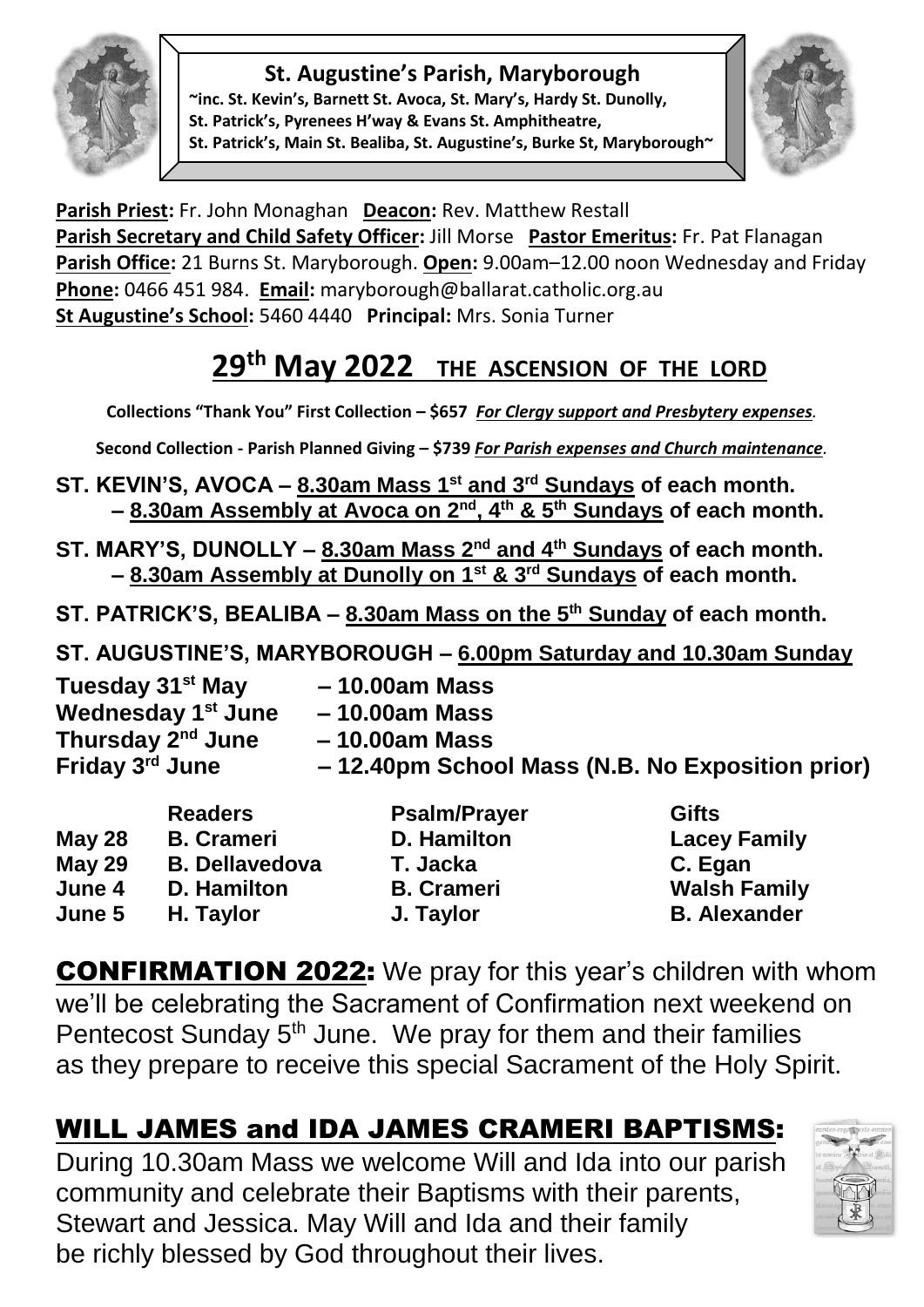# St. Augustine's Parish, Maryborough

~inc. St. Kevin's, Barnett St. Avoca, St. Mary's, Hardy St. Dunolly, St. Patrick's, Pyrenees H'way & Evans St. Amphitheatre, St. Patrick's, Main St. Bealiba, St. Augustine's, Burke St, Maryborough~

**Parish Priest:** Fr. John Monaghan **Deacon:** Rev. Matthew Restall
**Parish Secretary and Child Safety Officer:** Jill Morse **Pastor Emeritus:** Fr. Pat Flanagan
**Parish Office:** 21 Burns St. Maryborough. **Open:** 9.00am–12.00 noon Wednesday and Friday
**Phone:** 0466 451 984. **Email:** maryborough@ballarat.catholic.org.au
**St Augustine's School:** 5460 4440 **Principal:** Mrs. Sonia Turner

## 29th May 2022 THE ASCENSION OF THE LORD

**Collections "Thank You" First Collection – $657** ***For Clergy support and Presbytery expenses.***

**Second Collection - Parish Planned Giving – $739** ***For Parish expenses and Church maintenance.***

**ST. KEVIN'S, AVOCA – 8.30am Mass 1st and 3rd Sundays of each month.**
**– 8.30am Assembly at Avoca on 2nd, 4th & 5th Sundays of each month.**

**ST. MARY'S, DUNOLLY – 8.30am Mass 2nd and 4th Sundays of each month.**
**– 8.30am Assembly at Dunolly on 1st & 3rd Sundays of each month.**

**ST. PATRICK'S, BEALIBA – 8.30am Mass on the 5th Sunday of each month.**

**ST. AUGUSTINE'S, MARYBOROUGH – 6.00pm Saturday and 10.30am Sunday**

**Tuesday 31st May – 10.00am Mass**
**Wednesday 1st June – 10.00am Mass**
**Thursday 2nd June – 10.00am Mass**
**Friday 3rd June – 12.40pm School Mass (N.B. No Exposition prior)**

| | Readers | Psalm/Prayer | Gifts |
|---|---|---|---|
| May 28 | B. Crameri | D. Hamilton | Lacey Family |
| May 29 | B. Dellavedova | T. Jacka | C. Egan |
| June 4 | D. Hamilton | B. Crameri | Walsh Family |
| June 5 | H. Taylor | J. Taylor | B. Alexander |

**CONFIRMATION 2022:** We pray for this year's children with whom we'll be celebrating the Sacrament of Confirmation next weekend on Pentecost Sunday 5th June. We pray for them and their families as they prepare to receive this special Sacrament of the Holy Spirit.

## WILL JAMES and IDA JAMES CRAMERI BAPTISMS:

During 10.30am Mass we welcome Will and Ida into our parish community and celebrate their Baptisms with their parents, Stewart and Jessica. May Will and Ida and their family be richly blessed by God throughout their lives.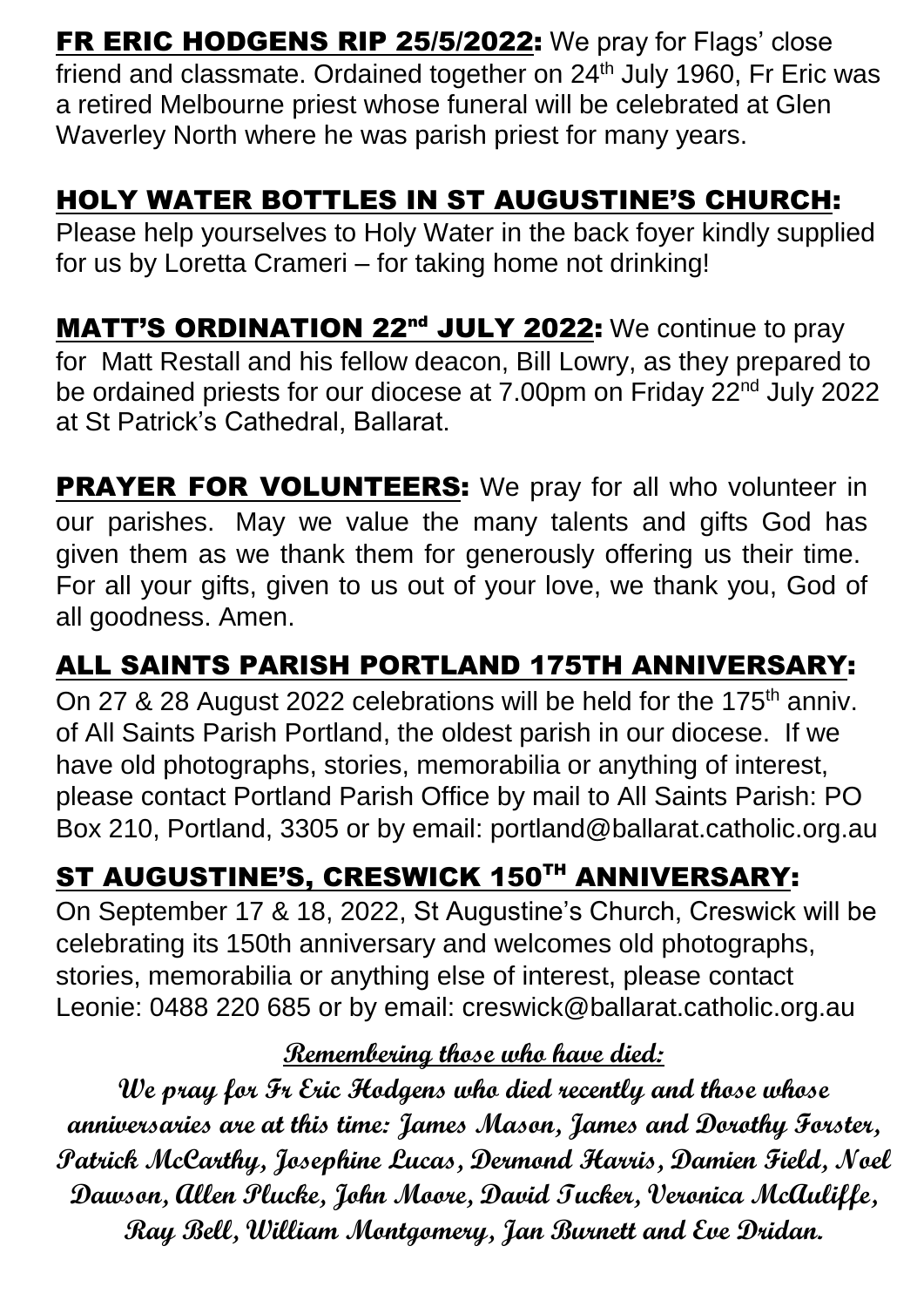**FR ERIC HODGENS RIP 25/5/2022:** We pray for Flags' close friend and classmate. Ordained together on 24th July 1960, Fr Eric was a retired Melbourne priest whose funeral will be celebrated at Glen Waverley North where he was parish priest for many years.

## HOLY WATER BOTTLES IN ST AUGUSTINE'S CHURCH:

Please help yourselves to Holy Water in the back foyer kindly supplied for us by Loretta Crameri – for taking home not drinking!

**MATT'S ORDINATION 22nd JULY 2022:** We continue to pray for Matt Restall and his fellow deacon, Bill Lowry, as they prepared to be ordained priests for our diocese at 7.00pm on Friday 22nd July 2022 at St Patrick's Cathedral, Ballarat.

**PRAYER FOR VOLUNTEERS:** We pray for all who volunteer in our parishes. May we value the many talents and gifts God has given them as we thank them for generously offering us their time. For all your gifts, given to us out of your love, we thank you, God of all goodness. Amen.

## ALL SAINTS PARISH PORTLAND 175TH ANNIVERSARY:

On 27 & 28 August 2022 celebrations will be held for the 175th anniv. of All Saints Parish Portland, the oldest parish in our diocese. If we have old photographs, stories, memorabilia or anything of interest, please contact Portland Parish Office by mail to All Saints Parish: PO Box 210, Portland, 3305 or by email: portland@ballarat.catholic.org.au

## ST AUGUSTINE'S, CRESWICK 150TH ANNIVERSARY:

On September 17 & 18, 2022, St Augustine's Church, Creswick will be celebrating its 150th anniversary and welcomes old photographs, stories, memorabilia or anything else of interest, please contact Leonie: 0488 220 685 or by email: creswick@ballarat.catholic.org.au

**Remembering those who have died:**

**We pray for Fr Eric Hodgens who died recently and those whose anniversaries are at this time: James Mason, James and Dorothy Forster, Patrick McCarthy, Josephine Lucas, Dermond Harris, Damien Field, Noel Dawson, Allen Plucke, John Moore, David Tucker, Veronica McAuliffe, Ray Bell, William Montgomery, Jan Burnett and Eve Dridan.**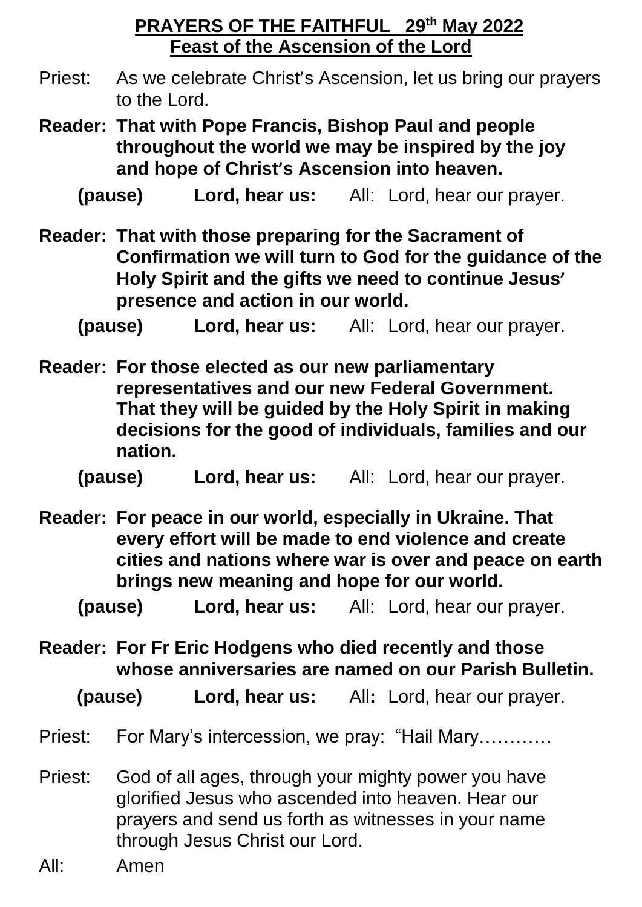# **PRAYERS OF THE FAITHFUL 29th May 2022**
## **Feast of the Ascension of the Lord**

Priest: As we celebrate Christ's Ascension, let us bring our prayers to the Lord.

**Reader: That with Pope Francis, Bishop Paul and people throughout the world we may be inspired by the joy and hope of Christ's Ascension into heaven.**

**(pause) Lord, hear us:** All: Lord, hear our prayer.

**Reader: That with those preparing for the Sacrament of Confirmation we will turn to God for the guidance of the Holy Spirit and the gifts we need to continue Jesus' presence and action in our world.**

**(pause) Lord, hear us:** All: Lord, hear our prayer.

**Reader: For those elected as our new parliamentary representatives and our new Federal Government. That they will be guided by the Holy Spirit in making decisions for the good of individuals, families and our nation.**

**(pause) Lord, hear us:** All: Lord, hear our prayer.

**Reader: For peace in our world, especially in Ukraine. That every effort will be made to end violence and create cities and nations where war is over and peace on earth brings new meaning and hope for our world.**

**(pause) Lord, hear us:** All: Lord, hear our prayer.

**Reader: For Fr Eric Hodgens who died recently and those whose anniversaries are named on our Parish Bulletin.**

**(pause) Lord, hear us:** All**:** Lord, hear our prayer.

Priest: For Mary's intercession, we pray: "Hail Mary…………

Priest: God of all ages, through your mighty power you have glorified Jesus who ascended into heaven. Hear our prayers and send us forth as witnesses in your name through Jesus Christ our Lord.

All: Amen